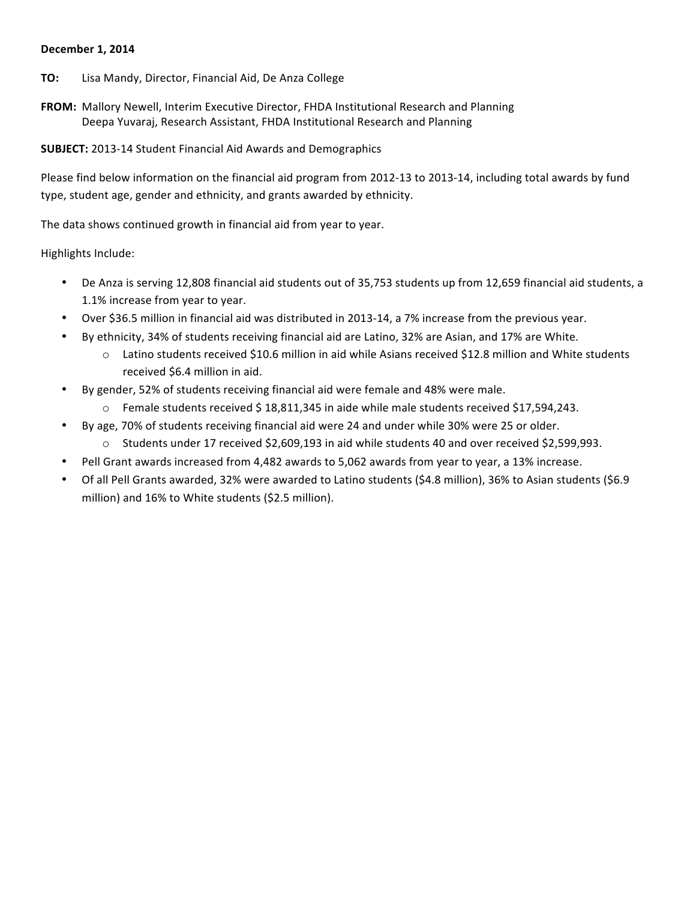**December 1, 2014**

**TO:** Lisa Mandy, Director, Financial Aid, De Anza College

**FROM:** Mallory Newell, Interim Executive Director, FHDA Institutional Research and Planning
Deepa Yuvaraj, Research Assistant, FHDA Institutional Research and Planning

**SUBJECT:** 2013-14 Student Financial Aid Awards and Demographics

Please find below information on the financial aid program from 2012-13 to 2013-14, including total awards by fund type, student age, gender and ethnicity, and grants awarded by ethnicity.

The data shows continued growth in financial aid from year to year.

Highlights Include:

- De Anza is serving 12,808 financial aid students out of 35,753 students up from 12,659 financial aid students, a 1.1% increase from year to year.
- Over $36.5 million in financial aid was distributed in 2013-14, a 7% increase from the previous year.
- By ethnicity, 34% of students receiving financial aid are Latino, 32% are Asian, and 17% are White.
  - Latino students received $10.6 million in aid while Asians received $12.8 million and White students received $6.4 million in aid.
- By gender, 52% of students receiving financial aid were female and 48% were male.
  - Female students received $ 18,811,345 in aide while male students received $17,594,243.
- By age, 70% of students receiving financial aid were 24 and under while 30% were 25 or older.
  - Students under 17 received $2,609,193 in aid while students 40 and over received $2,599,993.
- Pell Grant awards increased from 4,482 awards to 5,062 awards from year to year, a 13% increase.
- Of all Pell Grants awarded, 32% were awarded to Latino students ($4.8 million), 36% to Asian students ($6.9 million) and 16% to White students ($2.5 million).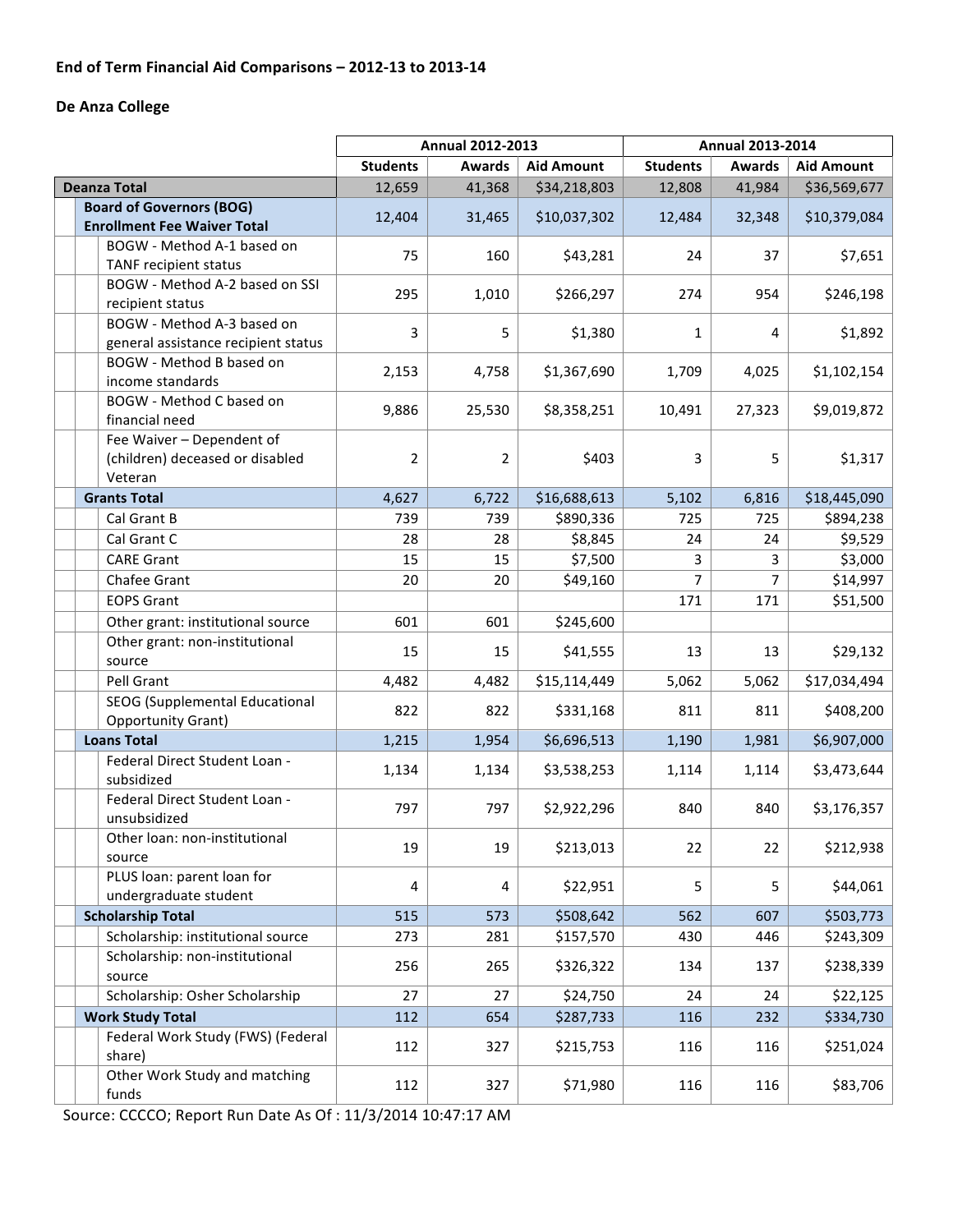**End of Term Financial Aid Comparisons – 2012-13 to 2013-14**

**De Anza College**

| | Annual 2012-2013 | | | Annual 2013-2014 | | |
|---|---|---|---|---|---|---|
| | **Students** | **Awards** | **Aid Amount** | **Students** | **Awards** | **Aid Amount** |
| **Deanza Total** | 12,659 | 41,368 | $34,218,803 | 12,808 | 41,984 | $36,569,677 |
| **Board of Governors (BOG) Enrollment Fee Waiver Total** | 12,404 | 31,465 | $10,037,302 | 12,484 | 32,348 | $10,379,084 |
| BOGW - Method A-1 based on TANF recipient status | 75 | 160 | $43,281 | 24 | 37 | $7,651 |
| BOGW - Method A-2 based on SSI recipient status | 295 | 1,010 | $266,297 | 274 | 954 | $246,198 |
| BOGW - Method A-3 based on general assistance recipient status | 3 | 5 | $1,380 | 1 | 4 | $1,892 |
| BOGW - Method B based on income standards | 2,153 | 4,758 | $1,367,690 | 1,709 | 4,025 | $1,102,154 |
| BOGW - Method C based on financial need | 9,886 | 25,530 | $8,358,251 | 10,491 | 27,323 | $9,019,872 |
| Fee Waiver – Dependent of (children) deceased or disabled Veteran | 2 | 2 | $403 | 3 | 5 | $1,317 |
| **Grants Total** | 4,627 | 6,722 | $16,688,613 | 5,102 | 6,816 | $18,445,090 |
| Cal Grant B | 739 | 739 | $890,336 | 725 | 725 | $894,238 |
| Cal Grant C | 28 | 28 | $8,845 | 24 | 24 | $9,529 |
| CARE Grant | 15 | 15 | $7,500 | 3 | 3 | $3,000 |
| Chafee Grant | 20 | 20 | $49,160 | 7 | 7 | $14,997 |
| EOPS Grant | | | | 171 | 171 | $51,500 |
| Other grant: institutional source | 601 | 601 | $245,600 | | | |
| Other grant: non-institutional source | 15 | 15 | $41,555 | 13 | 13 | $29,132 |
| Pell Grant | 4,482 | 4,482 | $15,114,449 | 5,062 | 5,062 | $17,034,494 |
| SEOG (Supplemental Educational Opportunity Grant) | 822 | 822 | $331,168 | 811 | 811 | $408,200 |
| **Loans Total** | 1,215 | 1,954 | $6,696,513 | 1,190 | 1,981 | $6,907,000 |
| Federal Direct Student Loan - subsidized | 1,134 | 1,134 | $3,538,253 | 1,114 | 1,114 | $3,473,644 |
| Federal Direct Student Loan - unsubsidized | 797 | 797 | $2,922,296 | 840 | 840 | $3,176,357 |
| Other loan: non-institutional source | 19 | 19 | $213,013 | 22 | 22 | $212,938 |
| PLUS loan: parent loan for undergraduate student | 4 | 4 | $22,951 | 5 | 5 | $44,061 |
| **Scholarship Total** | 515 | 573 | $508,642 | 562 | 607 | $503,773 |
| Scholarship: institutional source | 273 | 281 | $157,570 | 430 | 446 | $243,309 |
| Scholarship: non-institutional source | 256 | 265 | $326,322 | 134 | 137 | $238,339 |
| Scholarship: Osher Scholarship | 27 | 27 | $24,750 | 24 | 24 | $22,125 |
| **Work Study Total** | 112 | 654 | $287,733 | 116 | 232 | $334,730 |
| Federal Work Study (FWS) (Federal share) | 112 | 327 | $215,753 | 116 | 116 | $251,024 |
| Other Work Study and matching funds | 112 | 327 | $71,980 | 116 | 116 | $83,706 |

Source: CCCCO; Report Run Date As Of : 11/3/2014 10:47:17 AM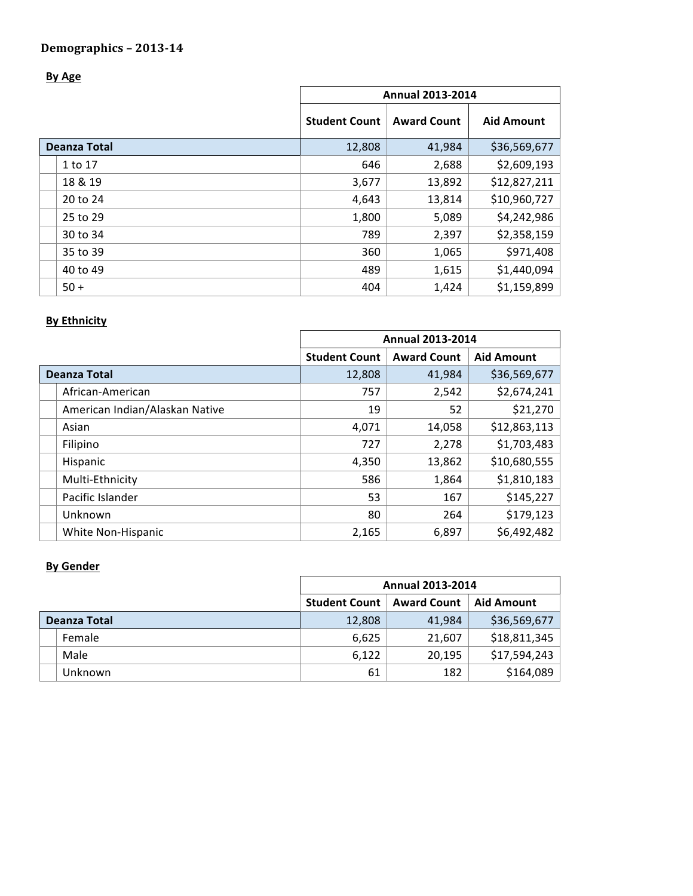## Demographics – 2013-14

### By Age

| | Annual 2013-2014 | | |
|---|---|---|---|
| | Student Count | Award Count | Aid Amount |
| **Deanza Total** | 12,808 | 41,984 | $36,569,677 |
| 1 to 17 | 646 | 2,688 | $2,609,193 |
| 18 & 19 | 3,677 | 13,892 | $12,827,211 |
| 20 to 24 | 4,643 | 13,814 | $10,960,727 |
| 25 to 29 | 1,800 | 5,089 | $4,242,986 |
| 30 to 34 | 789 | 2,397 | $2,358,159 |
| 35 to 39 | 360 | 1,065 | $971,408 |
| 40 to 49 | 489 | 1,615 | $1,440,094 |
| 50 + | 404 | 1,424 | $1,159,899 |

### By Ethnicity

| | Annual 2013-2014 | | |
|---|---|---|---|
| | Student Count | Award Count | Aid Amount |
| **Deanza Total** | 12,808 | 41,984 | $36,569,677 |
| African-American | 757 | 2,542 | $2,674,241 |
| American Indian/Alaskan Native | 19 | 52 | $21,270 |
| Asian | 4,071 | 14,058 | $12,863,113 |
| Filipino | 727 | 2,278 | $1,703,483 |
| Hispanic | 4,350 | 13,862 | $10,680,555 |
| Multi-Ethnicity | 586 | 1,864 | $1,810,183 |
| Pacific Islander | 53 | 167 | $145,227 |
| Unknown | 80 | 264 | $179,123 |
| White Non-Hispanic | 2,165 | 6,897 | $6,492,482 |

### By Gender

| | Annual 2013-2014 | | |
|---|---|---|---|
| | Student Count | Award Count | Aid Amount |
| **Deanza Total** | 12,808 | 41,984 | $36,569,677 |
| Female | 6,625 | 21,607 | $18,811,345 |
| Male | 6,122 | 20,195 | $17,594,243 |
| Unknown | 61 | 182 | $164,089 |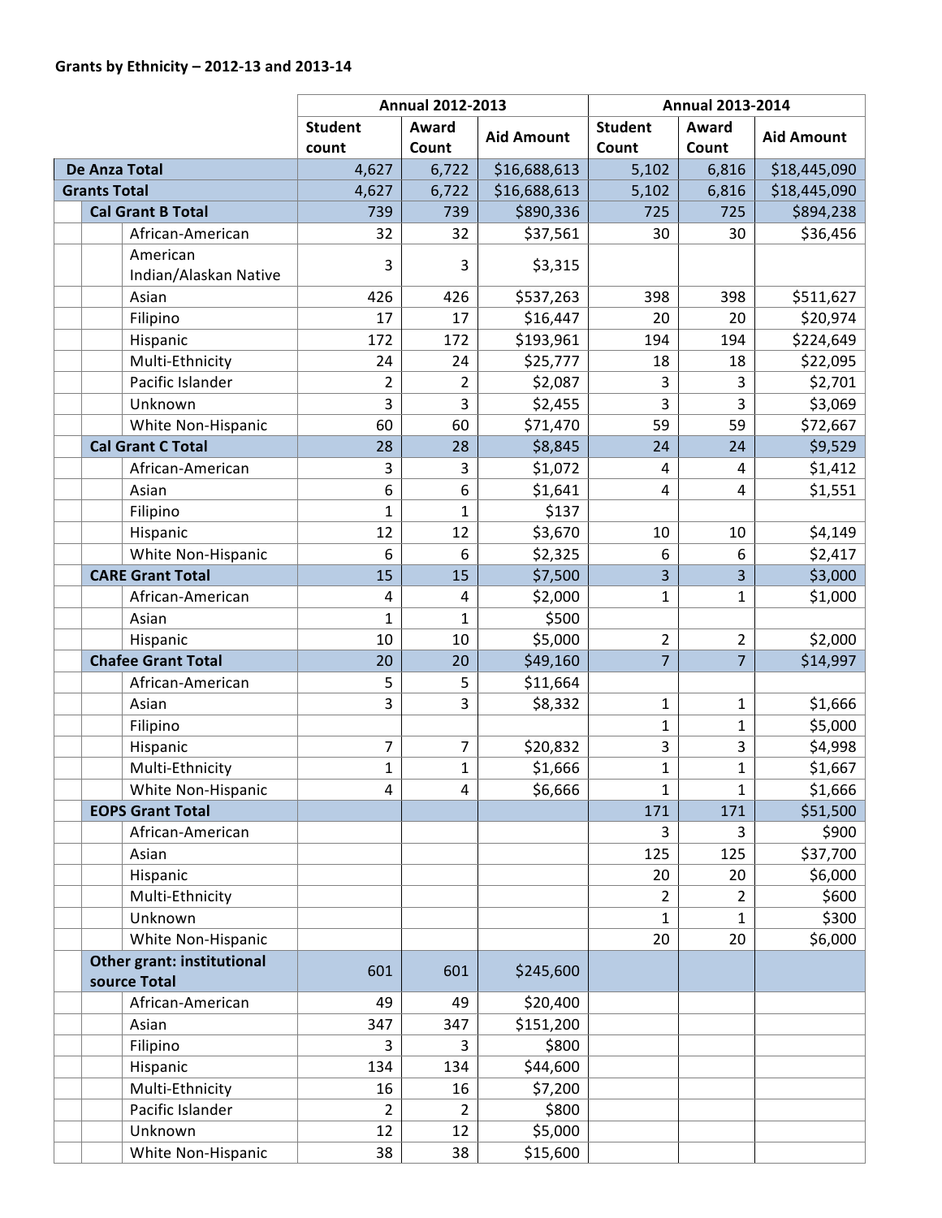**Grants by Ethnicity – 2012-13 and 2013-14**

| | Annual 2012-2013 | | | Annual 2013-2014 | | |
|---|---|---|---|---|---|---|
| | Student count | Award Count | Aid Amount | Student Count | Award Count | Aid Amount |
| **De Anza Total** | 4,627 | 6,722 | $16,688,613 | 5,102 | 6,816 | $18,445,090 |
| **Grants Total** | 4,627 | 6,722 | $16,688,613 | 5,102 | 6,816 | $18,445,090 |
| **Cal Grant B Total** | 739 | 739 | $890,336 | 725 | 725 | $894,238 |
| African-American | 32 | 32 | $37,561 | 30 | 30 | $36,456 |
| American Indian/Alaskan Native | 3 | 3 | $3,315 | | | |
| Asian | 426 | 426 | $537,263 | 398 | 398 | $511,627 |
| Filipino | 17 | 17 | $16,447 | 20 | 20 | $20,974 |
| Hispanic | 172 | 172 | $193,961 | 194 | 194 | $224,649 |
| Multi-Ethnicity | 24 | 24 | $25,777 | 18 | 18 | $22,095 |
| Pacific Islander | 2 | 2 | $2,087 | 3 | 3 | $2,701 |
| Unknown | 3 | 3 | $2,455 | 3 | 3 | $3,069 |
| White Non-Hispanic | 60 | 60 | $71,470 | 59 | 59 | $72,667 |
| **Cal Grant C Total** | 28 | 28 | $8,845 | 24 | 24 | $9,529 |
| African-American | 3 | 3 | $1,072 | 4 | 4 | $1,412 |
| Asian | 6 | 6 | $1,641 | 4 | 4 | $1,551 |
| Filipino | 1 | 1 | $137 | | | |
| Hispanic | 12 | 12 | $3,670 | 10 | 10 | $4,149 |
| White Non-Hispanic | 6 | 6 | $2,325 | 6 | 6 | $2,417 |
| **CARE Grant Total** | 15 | 15 | $7,500 | 3 | 3 | $3,000 |
| African-American | 4 | 4 | $2,000 | 1 | 1 | $1,000 |
| Asian | 1 | 1 | $500 | | | |
| Hispanic | 10 | 10 | $5,000 | 2 | 2 | $2,000 |
| **Chafee Grant Total** | 20 | 20 | $49,160 | 7 | 7 | $14,997 |
| African-American | 5 | 5 | $11,664 | | | |
| Asian | 3 | 3 | $8,332 | 1 | 1 | $1,666 |
| Filipino | | | | 1 | 1 | $5,000 |
| Hispanic | 7 | 7 | $20,832 | 3 | 3 | $4,998 |
| Multi-Ethnicity | 1 | 1 | $1,666 | 1 | 1 | $1,667 |
| White Non-Hispanic | 4 | 4 | $6,666 | 1 | 1 | $1,666 |
| **EOPS Grant Total** | | | | 171 | 171 | $51,500 |
| African-American | | | | 3 | 3 | $900 |
| Asian | | | | 125 | 125 | $37,700 |
| Hispanic | | | | 20 | 20 | $6,000 |
| Multi-Ethnicity | | | | 2 | 2 | $600 |
| Unknown | | | | 1 | 1 | $300 |
| White Non-Hispanic | | | | 20 | 20 | $6,000 |
| **Other grant: institutional source Total** | 601 | 601 | $245,600 | | | |
| African-American | 49 | 49 | $20,400 | | | |
| Asian | 347 | 347 | $151,200 | | | |
| Filipino | 3 | 3 | $800 | | | |
| Hispanic | 134 | 134 | $44,600 | | | |
| Multi-Ethnicity | 16 | 16 | $7,200 | | | |
| Pacific Islander | 2 | 2 | $800 | | | |
| Unknown | 12 | 12 | $5,000 | | | |
| White Non-Hispanic | 38 | 38 | $15,600 | | | |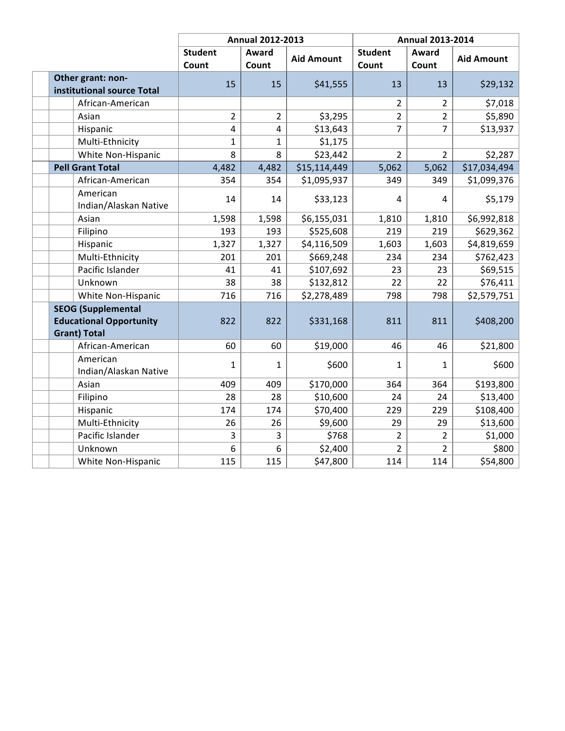| | Annual 2012-2013 | | | Annual 2013-2014 | | |
|---|---|---|---|---|---|---|
| | Student Count | Award Count | Aid Amount | Student Count | Award Count | Aid Amount |
| **Other grant: non-institutional source Total** | 15 | 15 | $41,555 | 13 | 13 | $29,132 |
| African-American | | | | 2 | 2 | $7,018 |
| Asian | 2 | 2 | $3,295 | 2 | 2 | $5,890 |
| Hispanic | 4 | 4 | $13,643 | 7 | 7 | $13,937 |
| Multi-Ethnicity | 1 | 1 | $1,175 | | | |
| White Non-Hispanic | 8 | 8 | $23,442 | 2 | 2 | $2,287 |
| **Pell Grant Total** | 4,482 | 4,482 | $15,114,449 | 5,062 | 5,062 | $17,034,494 |
| African-American | 354 | 354 | $1,095,937 | 349 | 349 | $1,099,376 |
| American Indian/Alaskan Native | 14 | 14 | $33,123 | 4 | 4 | $5,179 |
| Asian | 1,598 | 1,598 | $6,155,031 | 1,810 | 1,810 | $6,992,818 |
| Filipino | 193 | 193 | $525,608 | 219 | 219 | $629,362 |
| Hispanic | 1,327 | 1,327 | $4,116,509 | 1,603 | 1,603 | $4,819,659 |
| Multi-Ethnicity | 201 | 201 | $669,248 | 234 | 234 | $762,423 |
| Pacific Islander | 41 | 41 | $107,692 | 23 | 23 | $69,515 |
| Unknown | 38 | 38 | $132,812 | 22 | 22 | $76,411 |
| White Non-Hispanic | 716 | 716 | $2,278,489 | 798 | 798 | $2,579,751 |
| **SEOG (Supplemental Educational Opportunity Grant) Total** | 822 | 822 | $331,168 | 811 | 811 | $408,200 |
| African-American | 60 | 60 | $19,000 | 46 | 46 | $21,800 |
| American Indian/Alaskan Native | 1 | 1 | $600 | 1 | 1 | $600 |
| Asian | 409 | 409 | $170,000 | 364 | 364 | $193,800 |
| Filipino | 28 | 28 | $10,600 | 24 | 24 | $13,400 |
| Hispanic | 174 | 174 | $70,400 | 229 | 229 | $108,400 |
| Multi-Ethnicity | 26 | 26 | $9,600 | 29 | 29 | $13,600 |
| Pacific Islander | 3 | 3 | $768 | 2 | 2 | $1,000 |
| Unknown | 6 | 6 | $2,400 | 2 | 2 | $800 |
| White Non-Hispanic | 115 | 115 | $47,800 | 114 | 114 | $54,800 |